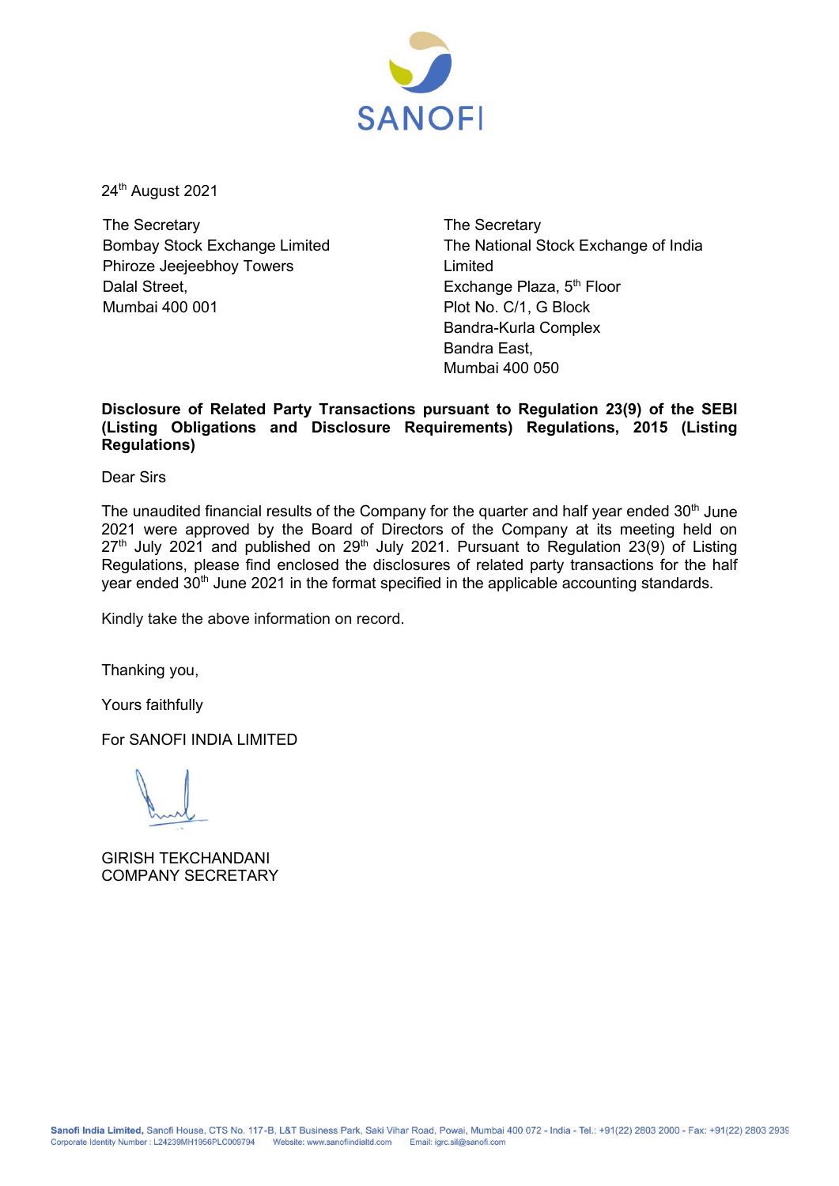SANOFI

24th August 2021

The Secretary
Bombay Stock Exchange Limited
Phiroze Jeejeebhoy Towers
Dalal Street,
Mumbai 400 001

The Secretary
The National Stock Exchange of India Limited
Exchange Plaza, 5th Floor
Plot No. C/1, G Block
Bandra-Kurla Complex
Bandra East,
Mumbai 400 050

**Disclosure of Related Party Transactions pursuant to Regulation 23(9) of the SEBI (Listing Obligations and Disclosure Requirements) Regulations, 2015 (Listing Regulations)**

Dear Sirs

The unaudited financial results of the Company for the quarter and half year ended 30th June 2021 were approved by the Board of Directors of the Company at its meeting held on 27th July 2021 and published on 29th July 2021. Pursuant to Regulation 23(9) of Listing Regulations, please find enclosed the disclosures of related party transactions for the half year ended 30th June 2021 in the format specified in the applicable accounting standards.

Kindly take the above information on record.

Thanking you,

Yours faithfully

For SANOFI INDIA LIMITED

GIRISH TEKCHANDANI
COMPANY SECRETARY

**Sanofi India Limited,** Sanofi House, CTS No. 117-B, L&T Business Park, Saki Vihar Road, Powai, Mumbai 400 072 - India - Tel.: +91(22) 2803 2000 - Fax: +91(22) 2803 2939
Corporate Identity Number : L24239MH1956PLC009794 Website: www.sanofiindialtd.com Email: igrc.sil@sanofi.com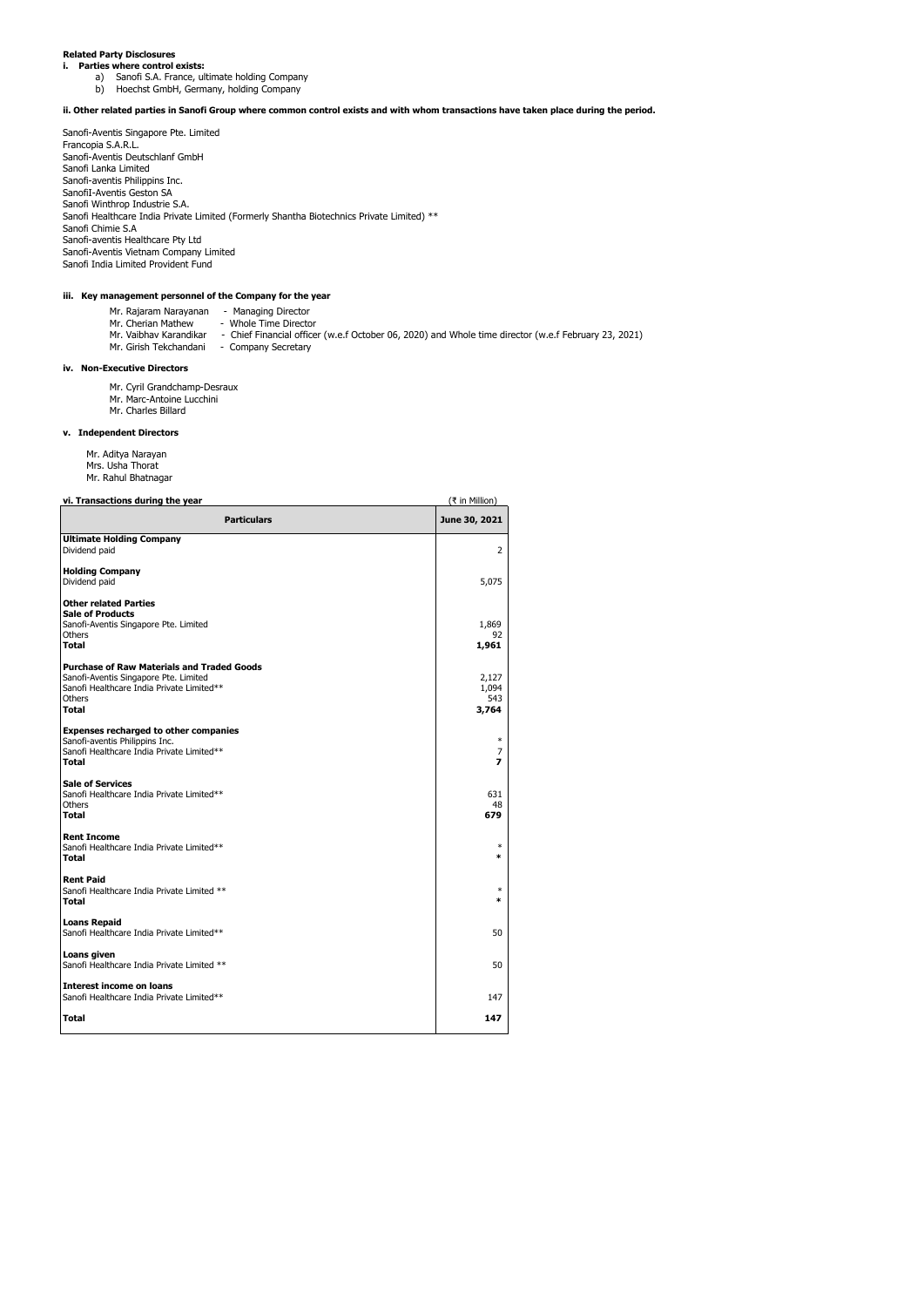**Related Party Disclosures**

**i. Parties where control exists:**

a) Sanofi S.A. France, ultimate holding Company
b) Hoechst GmbH, Germany, holding Company

**ii. Other related parties in Sanofi Group where common control exists and with whom transactions have taken place during the period.**

Sanofi-Aventis Singapore Pte. Limited
Francopia S.A.R.L.
Sanofi-Aventis Deutschlanf GmbH
Sanofi Lanka Limited
Sanofi-aventis Philippins Inc.
SanofiI-Aventis Geston SA
Sanofi Winthrop Industrie S.A.
Sanofi Healthcare India Private Limited (Formerly Shantha Biotechnics Private Limited) **
Sanofi Chimie S.A
Sanofi-aventis Healthcare Pty Ltd
Sanofi-Aventis Vietnam Company Limited
Sanofi India Limited Provident Fund

**iii. Key management personnel of the Company for the year**

Mr. Rajaram Narayanan - Managing Director
Mr. Cherian Mathew - Whole Time Director
Mr. Vaibhav Karandikar - Chief Financial officer (w.e.f October 06, 2020) and Whole time director (w.e.f February 23, 2021)
Mr. Girish Tekchandani - Company Secretary

**iv. Non-Executive Directors**

Mr. Cyril Grandchamp-Desraux
Mr. Marc-Antoine Lucchini
Mr. Charles Billard

**v. Independent Directors**

Mr. Aditya Narayan
Mrs. Usha Thorat
Mr. Rahul Bhatnagar

**vi. Transactions during the year** (₹ in Million)

| Particulars | June 30, 2021 |
|---|---|
| **Ultimate Holding Company** | |
| Dividend paid | 2 |
| **Holding Company** | |
| Dividend paid | 5,075 |
| **Other related Parties** | |
| **Sale of Products** | |
| Sanofi-Aventis Singapore Pte. Limited | 1,869 |
| Others | 92 |
| **Total** | **1,961** |
| **Purchase of Raw Materials and Traded Goods** | |
| Sanofi-Aventis Singapore Pte. Limited | 2,127 |
| Sanofi Healthcare India Private Limited** | 1,094 |
| Others | 543 |
| **Total** | **3,764** |
| **Expenses recharged to other companies** | |
| Sanofi-aventis Philippins Inc. | * |
| Sanofi Healthcare India Private Limited** | 7 |
| **Total** | **7** |
| **Sale of Services** | |
| Sanofi Healthcare India Private Limited** | 631 |
| Others | 48 |
| **Total** | **679** |
| **Rent Income** | |
| Sanofi Healthcare India Private Limited** | * |
| **Total** | ***** |
| **Rent Paid** | |
| Sanofi Healthcare India Private Limited ** | * |
| **Total** | ***** |
| **Loans Repaid** | |
| Sanofi Healthcare India Private Limited** | 50 |
| **Loans given** | |
| Sanofi Healthcare India Private Limited ** | 50 |
| **Interest income on loans** | |
| Sanofi Healthcare India Private Limited** | 147 |
| **Total** | **147** |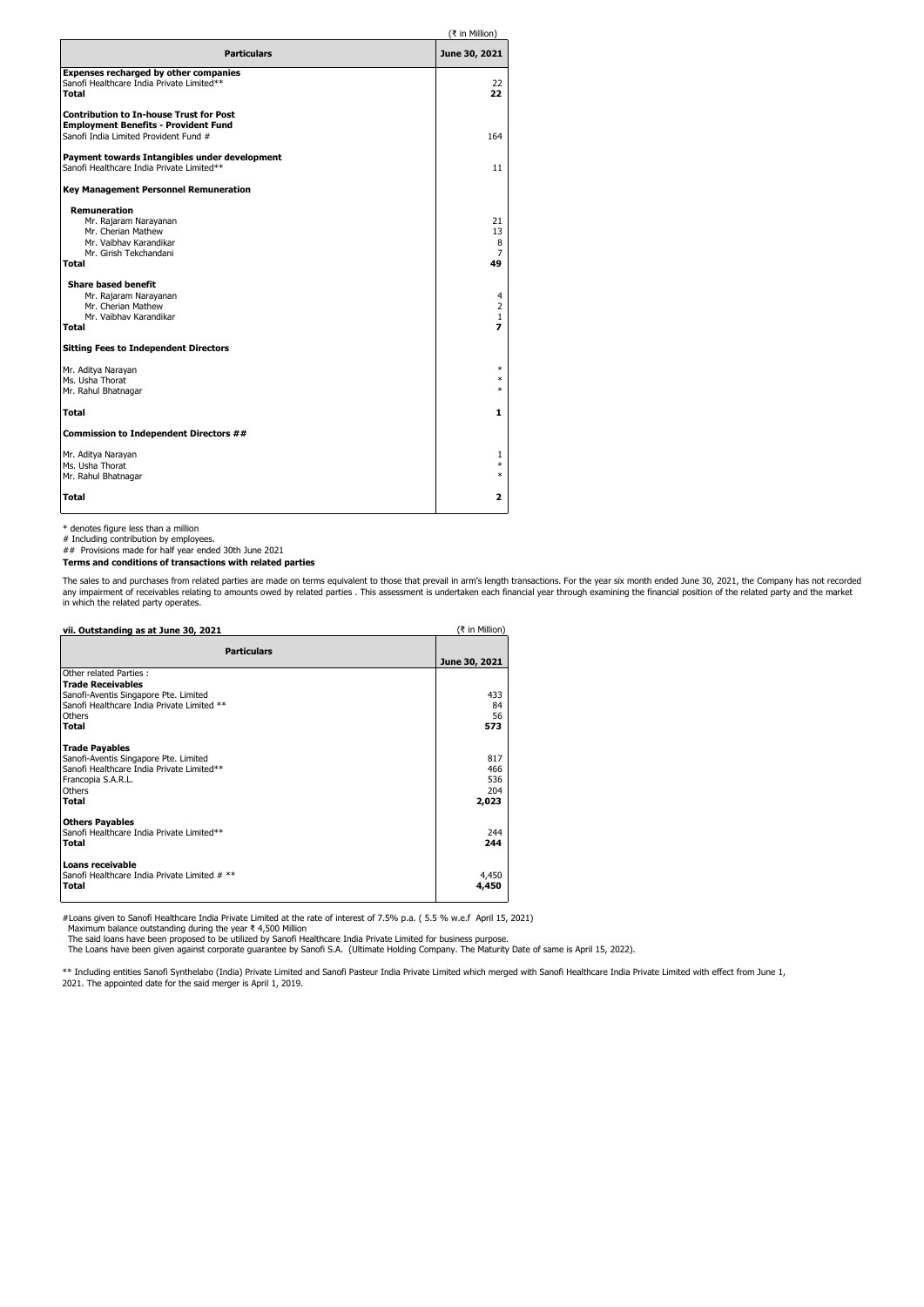(₹ in Million)

| Particulars | June 30, 2021 |
|---|---|
| **Expenses recharged by other companies** | |
| Sanofi Healthcare India Private Limited** | 22 |
| **Total** | **22** |
| **Contribution to In-house Trust for Post Employment Benefits - Provident Fund** | |
| Sanofi India Limited Provident Fund # | 164 |
| **Payment towards Intangibles under development** | |
| Sanofi Healthcare India Private Limited** | 11 |
| **Key Management Personnel Remuneration** | |
| **Remuneration** | |
| Mr. Rajaram Narayanan | 21 |
| Mr. Cherian Mathew | 13 |
| Mr. Vaibhav Karandikar | 8 |
| Mr. Girish Tekchandani | 7 |
| **Total** | **49** |
| **Share based benefit** | |
| Mr. Rajaram Narayanan | 4 |
| Mr. Cherian Mathew | 2 |
| Mr. Vaibhav Karandikar | 1 |
| **Total** | **7** |
| **Sitting Fees to Independent Directors** | |
| Mr. Aditya Narayan | * |
| Ms. Usha Thorat | * |
| Mr. Rahul Bhatnagar | * |
| **Total** | **1** |
| **Commission to Independent Directors ##** | |
| Mr. Aditya Narayan | 1 |
| Ms. Usha Thorat | * |
| Mr. Rahul Bhatnagar | * |
| **Total** | **2** |

* denotes figure less than a million

# Including contribution by employees.

## Provisions made for half year ended 30th June 2021

**Terms and conditions of transactions with related parties**

The sales to and purchases from related parties are made on terms equivalent to those that prevail in arm's length transactions. For the year six month ended June 30, 2021, the Company has not recorded any impairment of receivables relating to amounts owed by related parties . This assessment is undertaken each financial year through examining the financial position of the related party and the market in which the related party operates.

**vii. Outstanding as at June 30, 2021**

(₹ in Million)

| Particulars | June 30, 2021 |
|---|---|
| Other related Parties : | |
| **Trade Receivables** | |
| Sanofi-Aventis Singapore Pte. Limited | 433 |
| Sanofi Healthcare India Private Limited ** | 84 |
| Others | 56 |
| **Total** | **573** |
| **Trade Payables** | |
| Sanofi-Aventis Singapore Pte. Limited | 817 |
| Sanofi Healthcare India Private Limited** | 466 |
| Francopia S.A.R.L. | 536 |
| Others | 204 |
| **Total** | **2,023** |
| **Others Payables** | |
| Sanofi Healthcare India Private Limited** | 244 |
| **Total** | **244** |
| **Loans receivable** | |
| Sanofi Healthcare India Private Limited # ** | 4,450 |
| **Total** | **4,450** |

#Loans given to Sanofi Healthcare India Private Limited at the rate of interest of 7.5% p.a. ( 5.5 % w.e.f April 15, 2021)
Maximum balance outstanding during the year ₹ 4,500 Million
The said loans have been proposed to be utilized by Sanofi Healthcare India Private Limited for business purpose.
The Loans have been given against corporate guarantee by Sanofi S.A. (Ultimate Holding Company. The Maturity Date of same is April 15, 2022).

** Including entities Sanofi Synthelabo (India) Private Limited and Sanofi Pasteur India Private Limited which merged with Sanofi Healthcare India Private Limited with effect from June 1, 2021. The appointed date for the said merger is April 1, 2019.